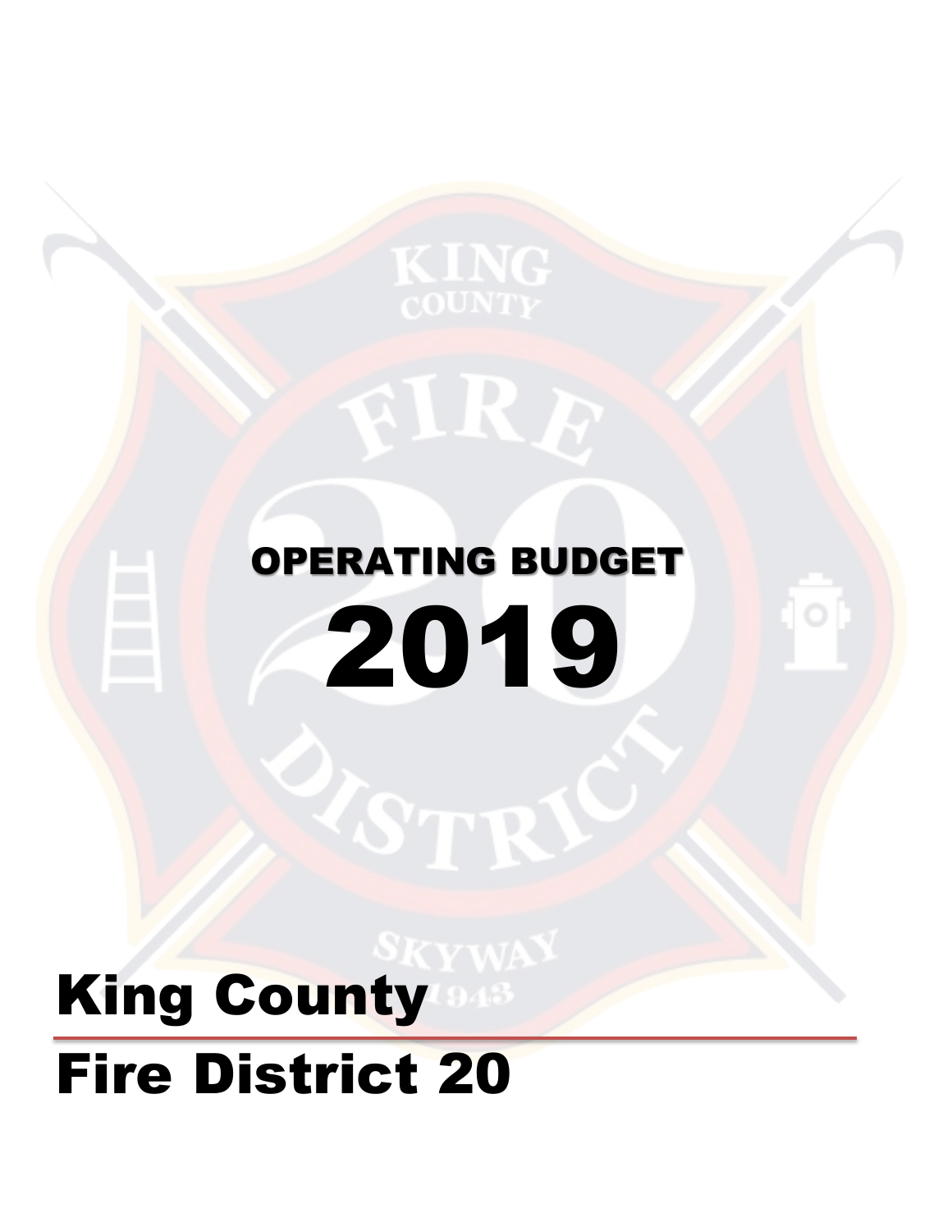# OPERATING BUDGET

# 2019

# King County

# Fire District 20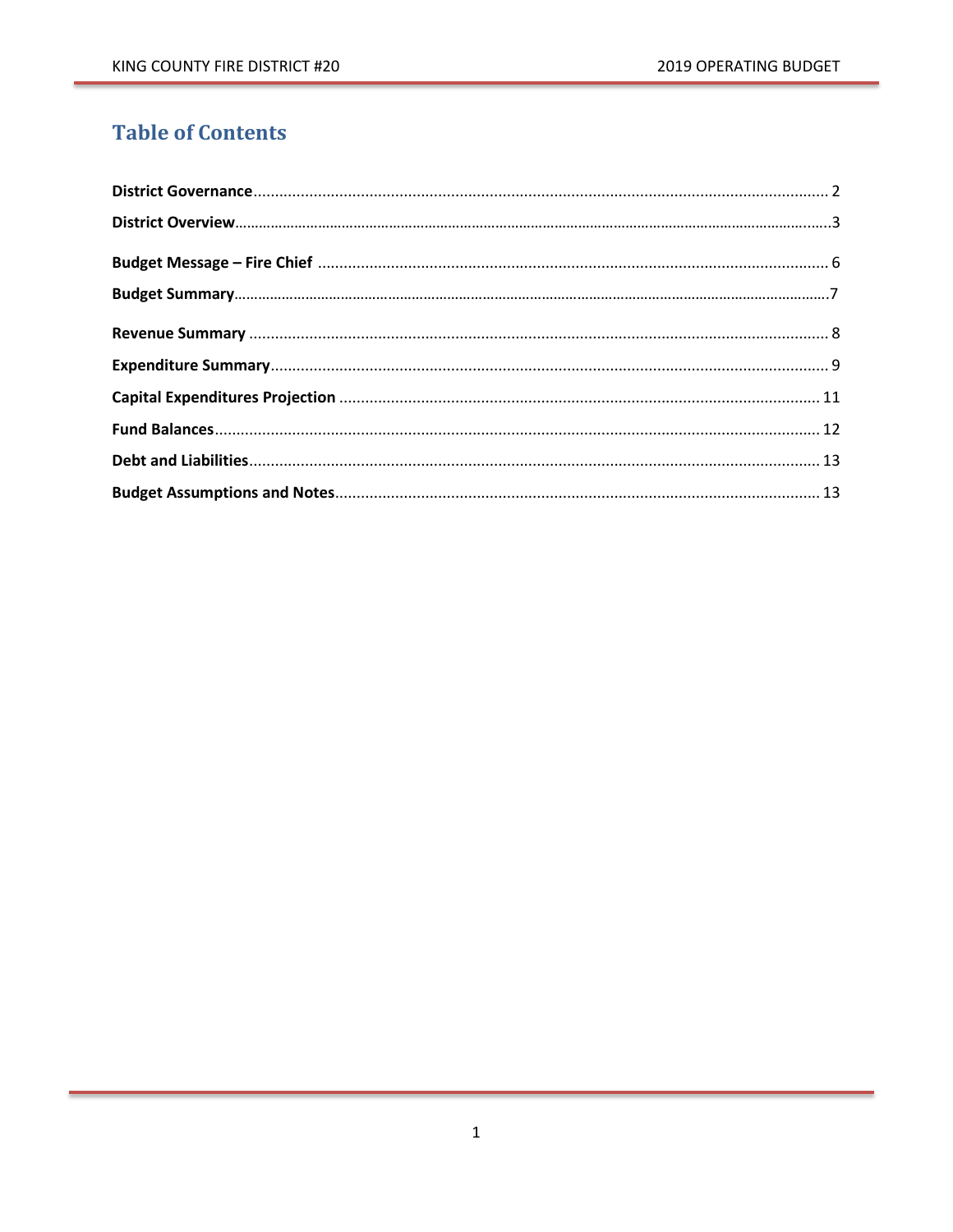## Table of Contents

**District Governance** ..................................................... 2

**District Overview** ..................................................... 3

**Budget Message – Fire Chief** ..................................................... 6

**Budget Summary** ..................................................... 7

**Revenue Summary** ..................................................... 8

**Expenditure Summary** ..................................................... 9

**Capital Expenditures Projection** ..................................................... 11

**Fund Balances** ..................................................... 12

**Debt and Liabilities** ..................................................... 13

**Budget Assumptions and Notes** ..................................................... 13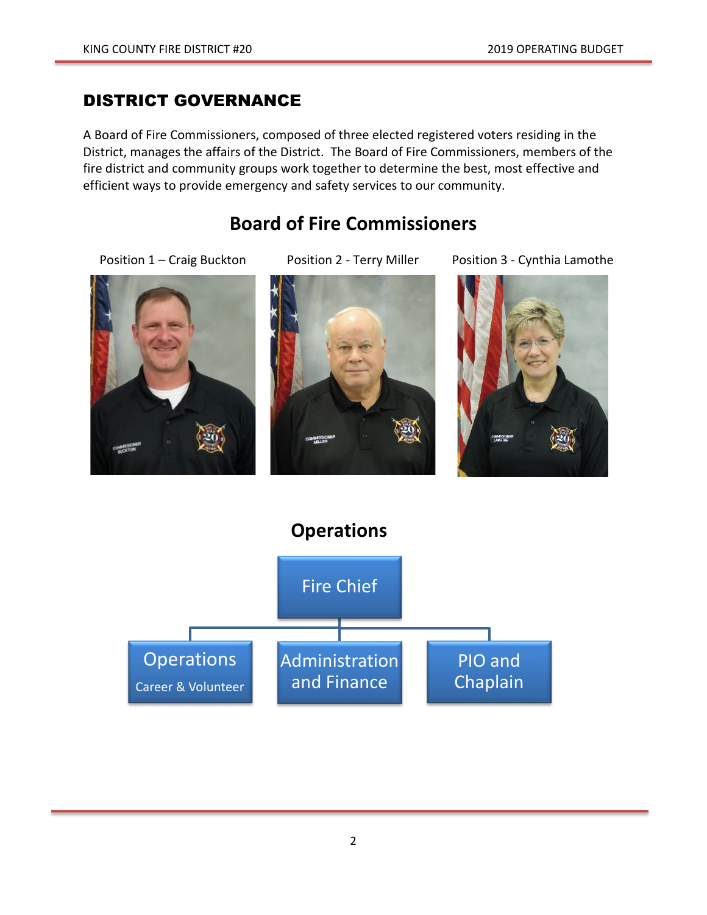## DISTRICT GOVERNANCE

A Board of Fire Commissioners, composed of three elected registered voters residing in the District, manages the affairs of the District. The Board of Fire Commissioners, members of the fire district and community groups work together to determine the best, most effective and efficient ways to provide emergency and safety services to our community.

### Board of Fire Commissioners

Position 1 – Craig Buckton

Position 2 - Terry Miller

Position 3 - Cynthia Lamothe

### Operations

Fire Chief

Operations
Career & Volunteer

Administration and Finance

PIO and Chaplain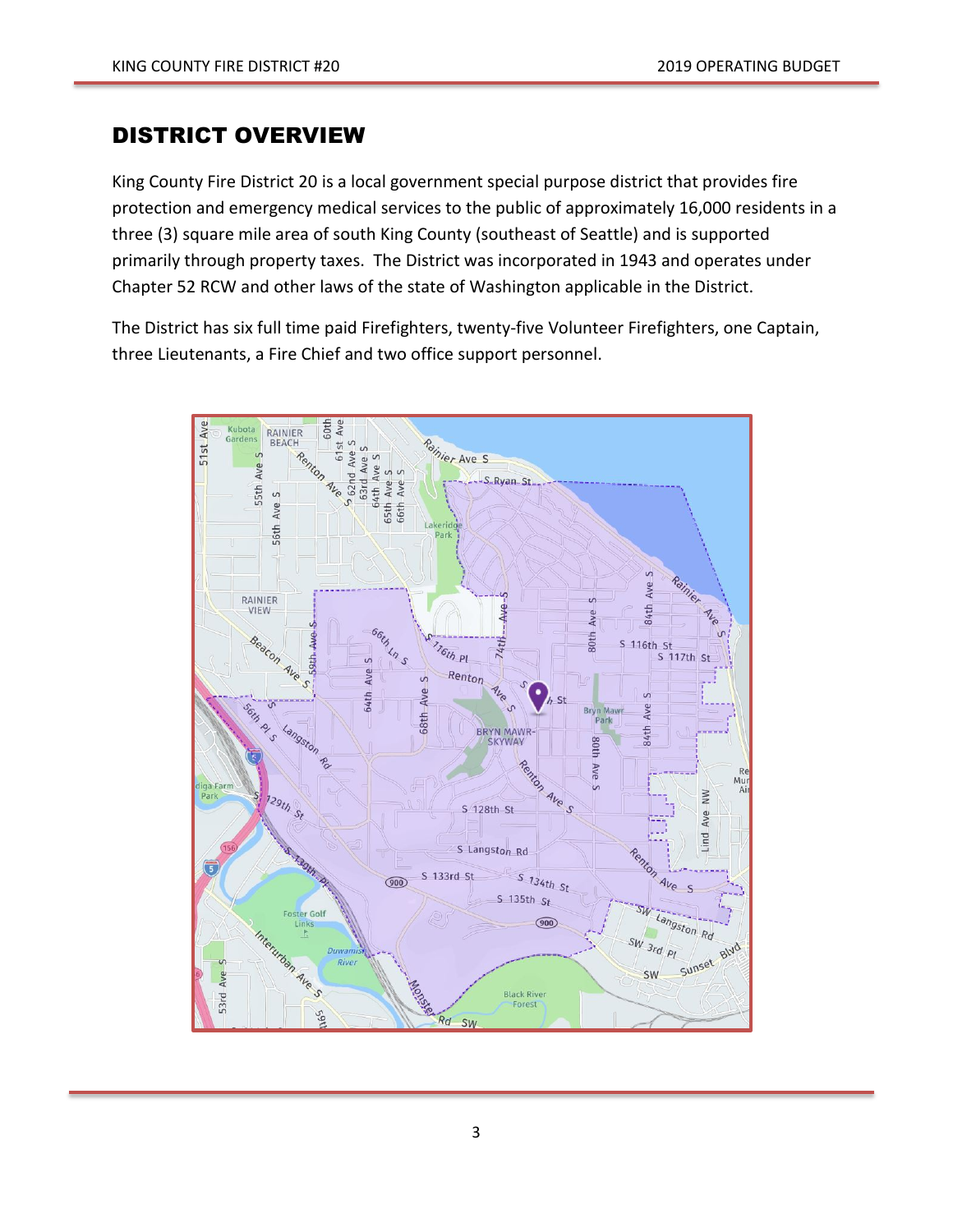# DISTRICT OVERVIEW

King County Fire District 20 is a local government special purpose district that provides fire protection and emergency medical services to the public of approximately 16,000 residents in a three (3) square mile area of south King County (southeast of Seattle) and is supported primarily through property taxes. The District was incorporated in 1943 and operates under Chapter 52 RCW and other laws of the state of Washington applicable in the District.

The District has six full time paid Firefighters, twenty-five Volunteer Firefighters, one Captain, three Lieutenants, a Fire Chief and two office support personnel.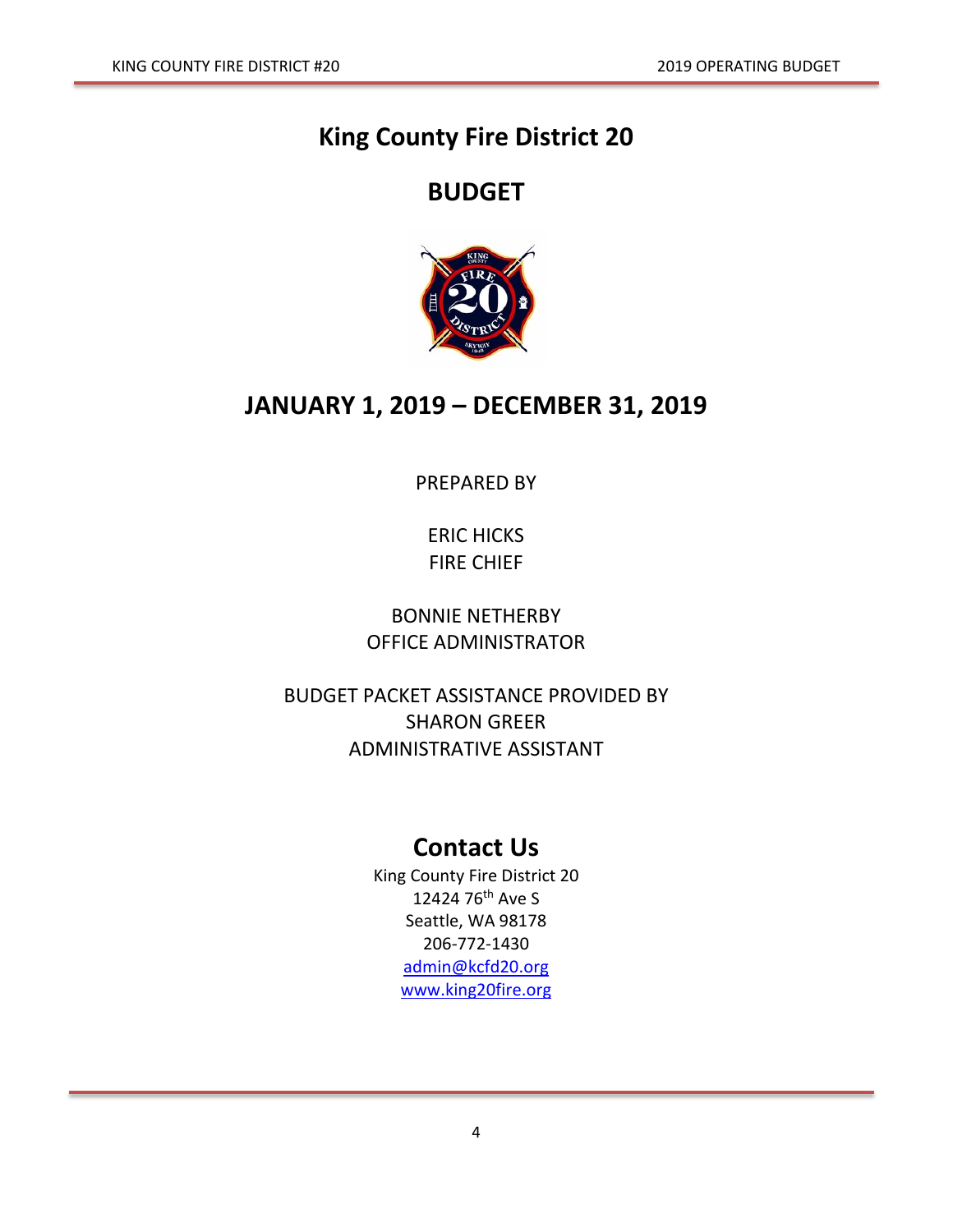# King County Fire District 20

# BUDGET

## JANUARY 1, 2019 – DECEMBER 31, 2019

PREPARED BY

ERIC HICKS
FIRE CHIEF

BONNIE NETHERBY
OFFICE ADMINISTRATOR

BUDGET PACKET ASSISTANCE PROVIDED BY
SHARON GREER
ADMINISTRATIVE ASSISTANT

## Contact Us

King County Fire District 20
12424 76th Ave S
Seattle, WA 98178
206-772-1430
admin@kcfd20.org
www.king20fire.org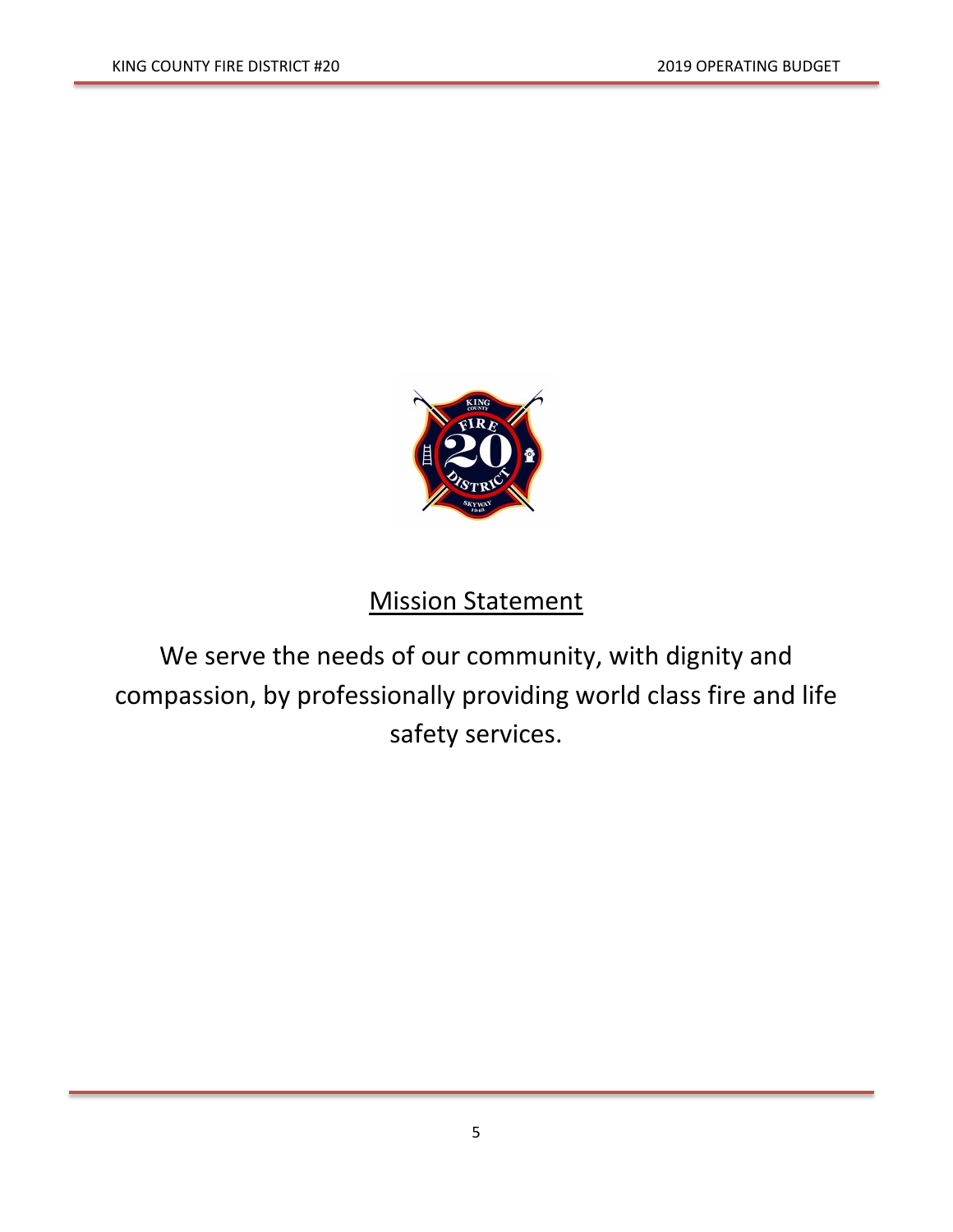## Mission Statement

We serve the needs of our community, with dignity and compassion, by professionally providing world class fire and life safety services.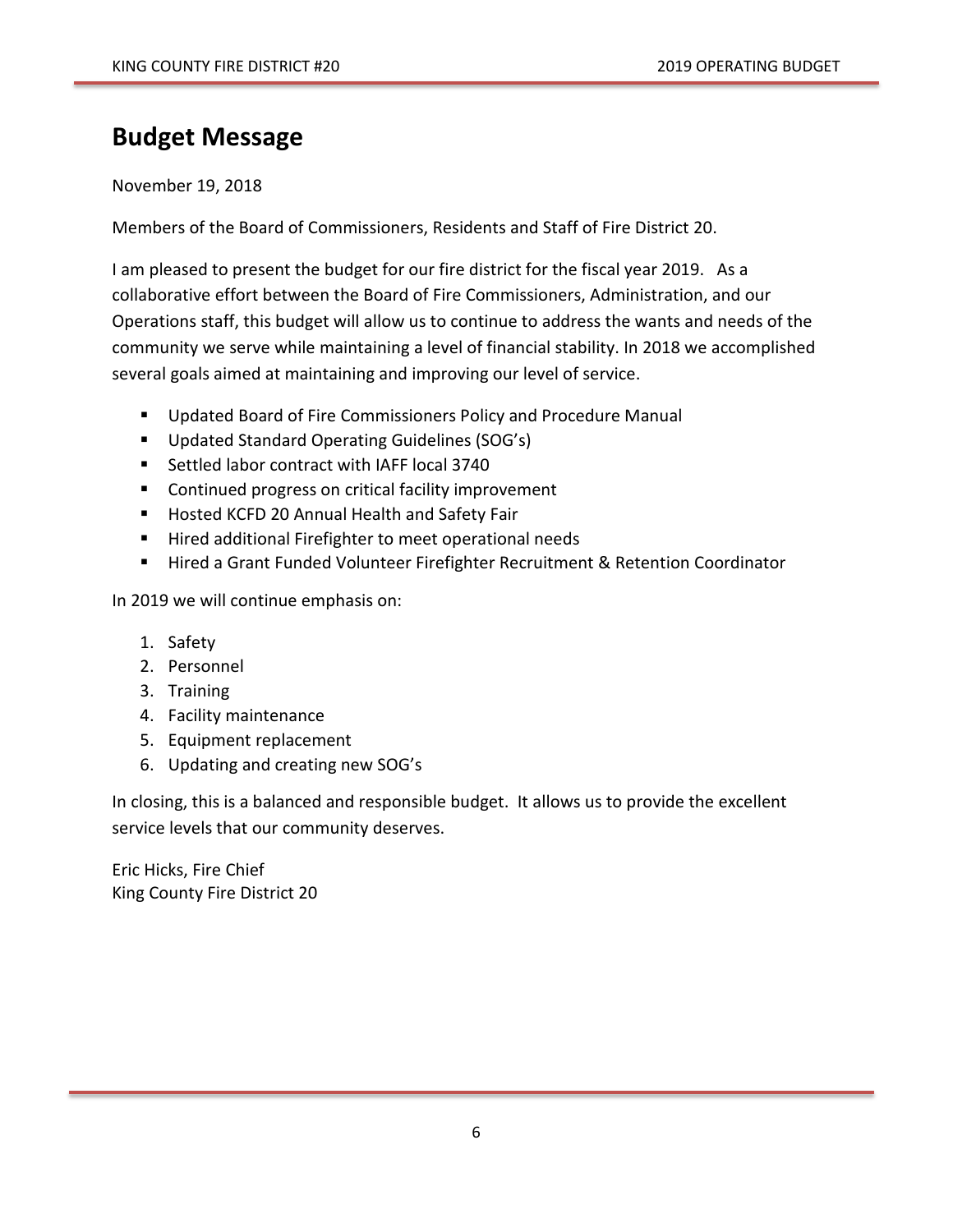# Budget Message

November 19, 2018

Members of the Board of Commissioners, Residents and Staff of Fire District 20.

I am pleased to present the budget for our fire district for the fiscal year 2019. As a collaborative effort between the Board of Fire Commissioners, Administration, and our Operations staff, this budget will allow us to continue to address the wants and needs of the community we serve while maintaining a level of financial stability. In 2018 we accomplished several goals aimed at maintaining and improving our level of service.

- Updated Board of Fire Commissioners Policy and Procedure Manual
- Updated Standard Operating Guidelines (SOG's)
- Settled labor contract with IAFF local 3740
- Continued progress on critical facility improvement
- Hosted KCFD 20 Annual Health and Safety Fair
- Hired additional Firefighter to meet operational needs
- Hired a Grant Funded Volunteer Firefighter Recruitment & Retention Coordinator

In 2019 we will continue emphasis on:

1. Safety
2. Personnel
3. Training
4. Facility maintenance
5. Equipment replacement
6. Updating and creating new SOG's

In closing, this is a balanced and responsible budget. It allows us to provide the excellent service levels that our community deserves.

Eric Hicks, Fire Chief
King County Fire District 20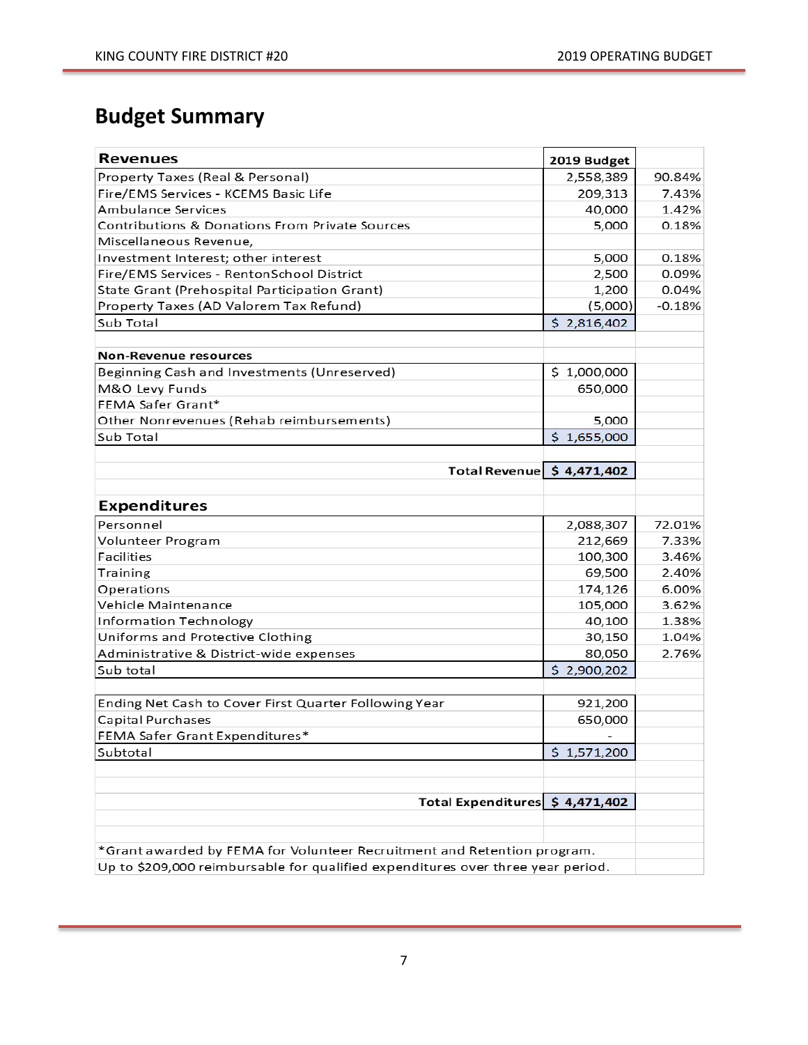## Budget Summary

| Revenues | 2019 Budget | |
|---|---|---|
| Property Taxes (Real & Personal) | 2,558,389 | 90.84% |
| Fire/EMS Services - KCEMS Basic Life | 209,313 | 7.43% |
| Ambulance Services | 40,000 | 1.42% |
| Contributions & Donations From Private Sources | 5,000 | 0.18% |
| Miscellaneous Revenue, | | |
| Investment Interest; other interest | 5,000 | 0.18% |
| Fire/EMS Services - RentonSchool District | 2,500 | 0.09% |
| State Grant (Prehospital Participation Grant) | 1,200 | 0.04% |
| Property Taxes (AD Valorem Tax Refund) | (5,000) | -0.18% |
| Sub Total | $ 2,816,402 | |
| | | |
| **Non-Revenue resources** | | |
| Beginning Cash and Investments (Unreserved) | $ 1,000,000 | |
| M&O Levy Funds | 650,000 | |
| FEMA Safer Grant* | | |
| Other Nonrevenues (Rehab reimbursements) | 5,000 | |
| Sub Total | $ 1,655,000 | |
| | | |
| **Total Revenue** | **$ 4,471,402** | |
| | | |
| **Expenditures** | | |
| Personnel | 2,088,307 | 72.01% |
| Volunteer Program | 212,669 | 7.33% |
| Facilities | 100,300 | 3.46% |
| Training | 69,500 | 2.40% |
| Operations | 174,126 | 6.00% |
| Vehicle Maintenance | 105,000 | 3.62% |
| Information Technology | 40,100 | 1.38% |
| Uniforms and Protective Clothing | 30,150 | 1.04% |
| Administrative & District-wide expenses | 80,050 | 2.76% |
| Sub total | $ 2,900,202 | |
| | | |
| Ending Net Cash to Cover First Quarter Following Year | 921,200 | |
| Capital Purchases | 650,000 | |
| FEMA Safer Grant Expenditures* | - | |
| Subtotal | $ 1,571,200 | |
| | | |
| **Total Expenditures** | **$ 4,471,402** | |

*Grant awarded by FEMA for Volunteer Recruitment and Retention program.
Up to $209,000 reimbursable for qualified expenditures over three year period.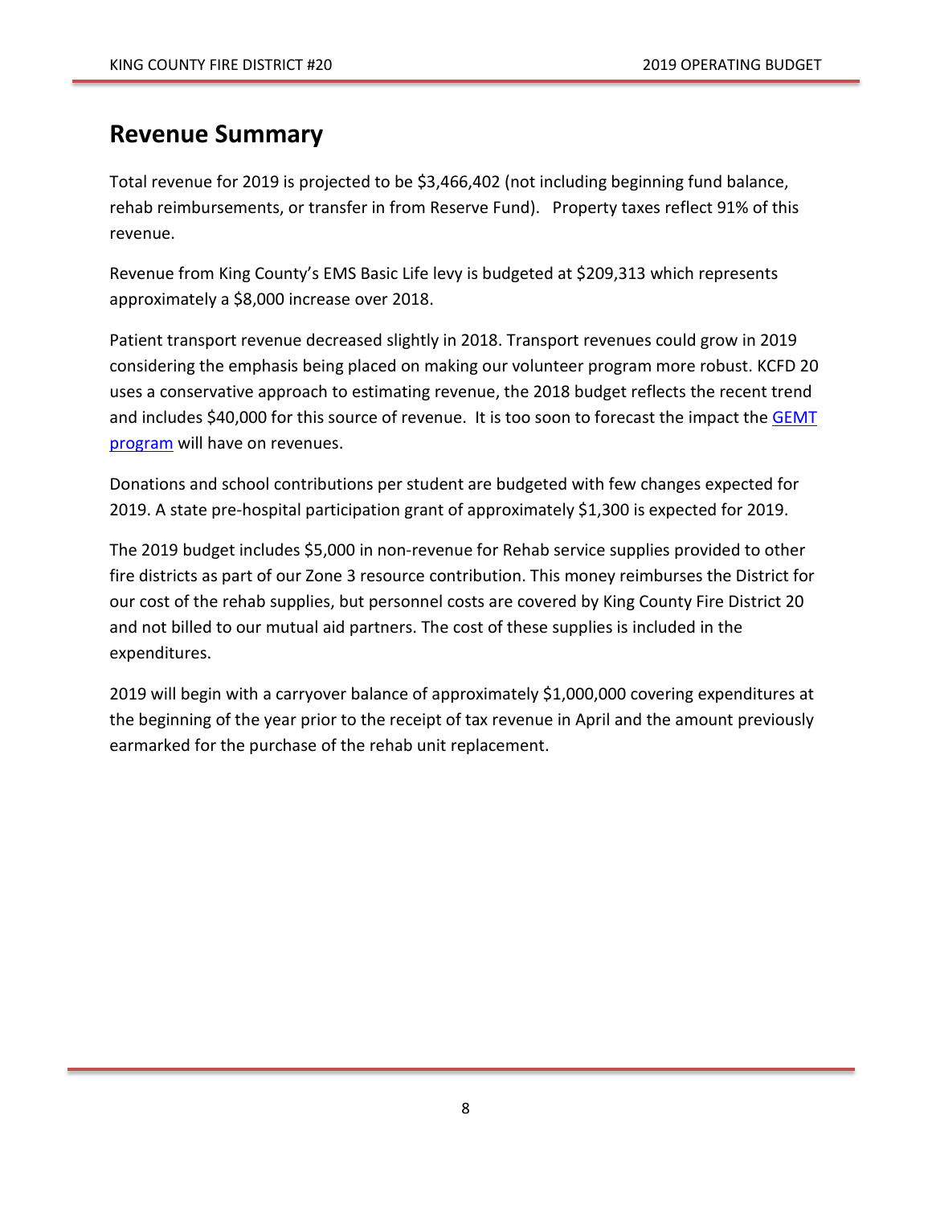## Revenue Summary

Total revenue for 2019 is projected to be $3,466,402 (not including beginning fund balance, rehab reimbursements, or transfer in from Reserve Fund). Property taxes reflect 91% of this revenue.

Revenue from King County's EMS Basic Life levy is budgeted at $209,313 which represents approximately a $8,000 increase over 2018.

Patient transport revenue decreased slightly in 2018. Transport revenues could grow in 2019 considering the emphasis being placed on making our volunteer program more robust. KCFD 20 uses a conservative approach to estimating revenue, the 2018 budget reflects the recent trend and includes $40,000 for this source of revenue. It is too soon to forecast the impact the GEMT program will have on revenues.

Donations and school contributions per student are budgeted with few changes expected for 2019. A state pre-hospital participation grant of approximately $1,300 is expected for 2019.

The 2019 budget includes $5,000 in non-revenue for Rehab service supplies provided to other fire districts as part of our Zone 3 resource contribution. This money reimburses the District for our cost of the rehab supplies, but personnel costs are covered by King County Fire District 20 and not billed to our mutual aid partners. The cost of these supplies is included in the expenditures.

2019 will begin with a carryover balance of approximately $1,000,000 covering expenditures at the beginning of the year prior to the receipt of tax revenue in April and the amount previously earmarked for the purchase of the rehab unit replacement.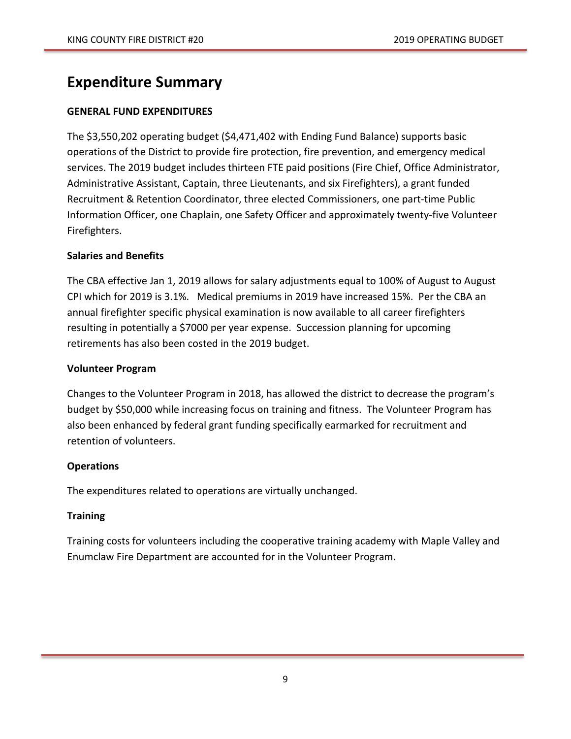# Expenditure Summary

**GENERAL FUND EXPENDITURES**

The $3,550,202 operating budget ($4,471,402 with Ending Fund Balance) supports basic operations of the District to provide fire protection, fire prevention, and emergency medical services. The 2019 budget includes thirteen FTE paid positions (Fire Chief, Office Administrator, Administrative Assistant, Captain, three Lieutenants, and six Firefighters), a grant funded Recruitment & Retention Coordinator, three elected Commissioners, one part-time Public Information Officer, one Chaplain, one Safety Officer and approximately twenty-five Volunteer Firefighters.

**Salaries and Benefits**

The CBA effective Jan 1, 2019 allows for salary adjustments equal to 100% of August to August CPI which for 2019 is 3.1%. Medical premiums in 2019 have increased 15%. Per the CBA an annual firefighter specific physical examination is now available to all career firefighters resulting in potentially a $7000 per year expense. Succession planning for upcoming retirements has also been costed in the 2019 budget.

**Volunteer Program**

Changes to the Volunteer Program in 2018, has allowed the district to decrease the program's budget by $50,000 while increasing focus on training and fitness. The Volunteer Program has also been enhanced by federal grant funding specifically earmarked for recruitment and retention of volunteers.

**Operations**

The expenditures related to operations are virtually unchanged.

**Training**

Training costs for volunteers including the cooperative training academy with Maple Valley and Enumclaw Fire Department are accounted for in the Volunteer Program.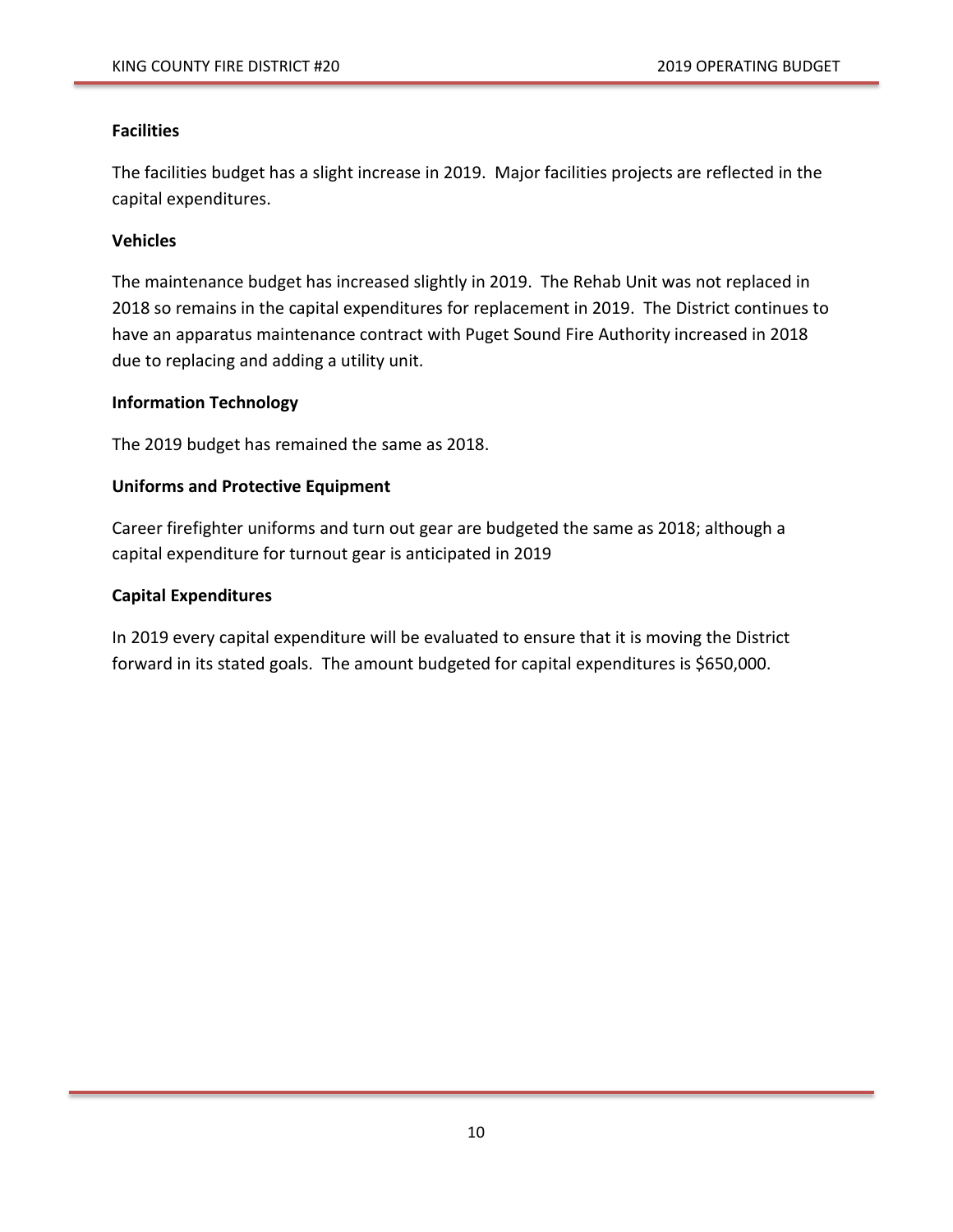**Facilities**

The facilities budget has a slight increase in 2019. Major facilities projects are reflected in the capital expenditures.

**Vehicles**

The maintenance budget has increased slightly in 2019. The Rehab Unit was not replaced in 2018 so remains in the capital expenditures for replacement in 2019. The District continues to have an apparatus maintenance contract with Puget Sound Fire Authority increased in 2018 due to replacing and adding a utility unit.

**Information Technology**

The 2019 budget has remained the same as 2018.

**Uniforms and Protective Equipment**

Career firefighter uniforms and turn out gear are budgeted the same as 2018; although a capital expenditure for turnout gear is anticipated in 2019

**Capital Expenditures**

In 2019 every capital expenditure will be evaluated to ensure that it is moving the District forward in its stated goals. The amount budgeted for capital expenditures is $650,000.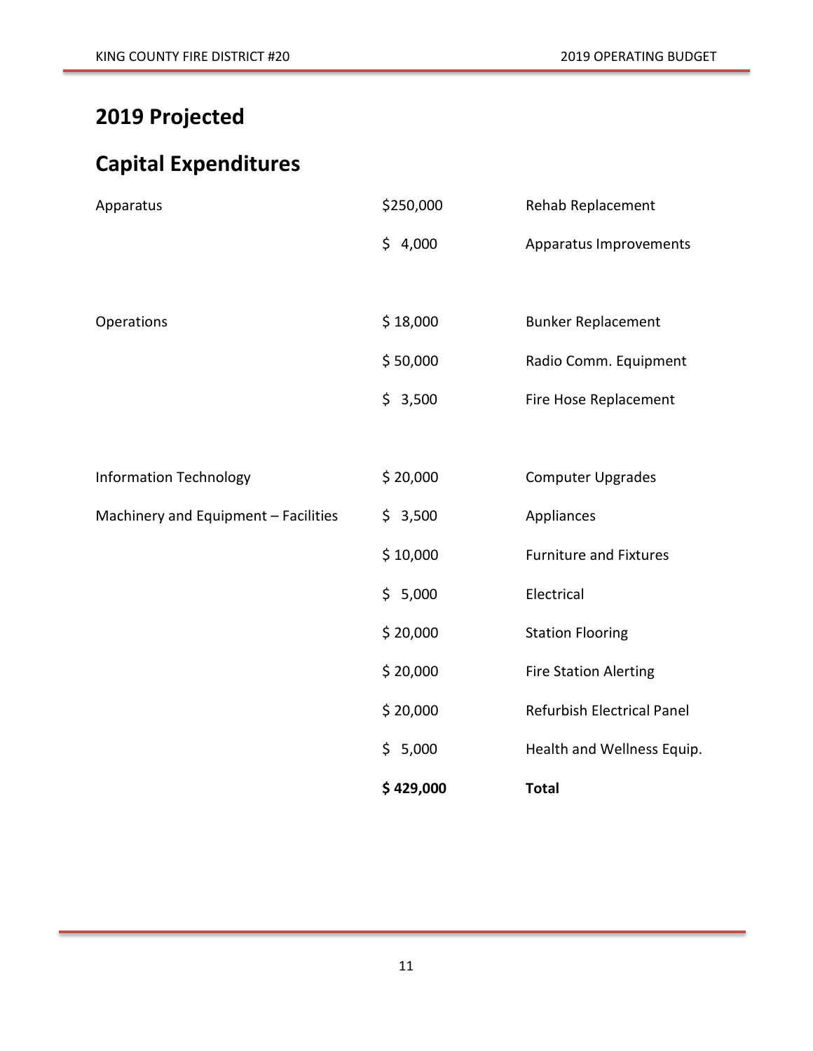# 2019 Projected

# Capital Expenditures

| | | |
|---|---|---|
| Apparatus | $250,000 | Rehab Replacement |
| | $ 4,000 | Apparatus Improvements |
| | | |
| Operations | $ 18,000 | Bunker Replacement |
| | $ 50,000 | Radio Comm. Equipment |
| | $ 3,500 | Fire Hose Replacement |
| | | |
| Information Technology | $ 20,000 | Computer Upgrades |
| Machinery and Equipment – Facilities | $ 3,500 | Appliances |
| | $ 10,000 | Furniture and Fixtures |
| | $ 5,000 | Electrical |
| | $ 20,000 | Station Flooring |
| | $ 20,000 | Fire Station Alerting |
| | $ 20,000 | Refurbish Electrical Panel |
| | $ 5,000 | Health and Wellness Equip. |
| | **$ 429,000** | **Total** |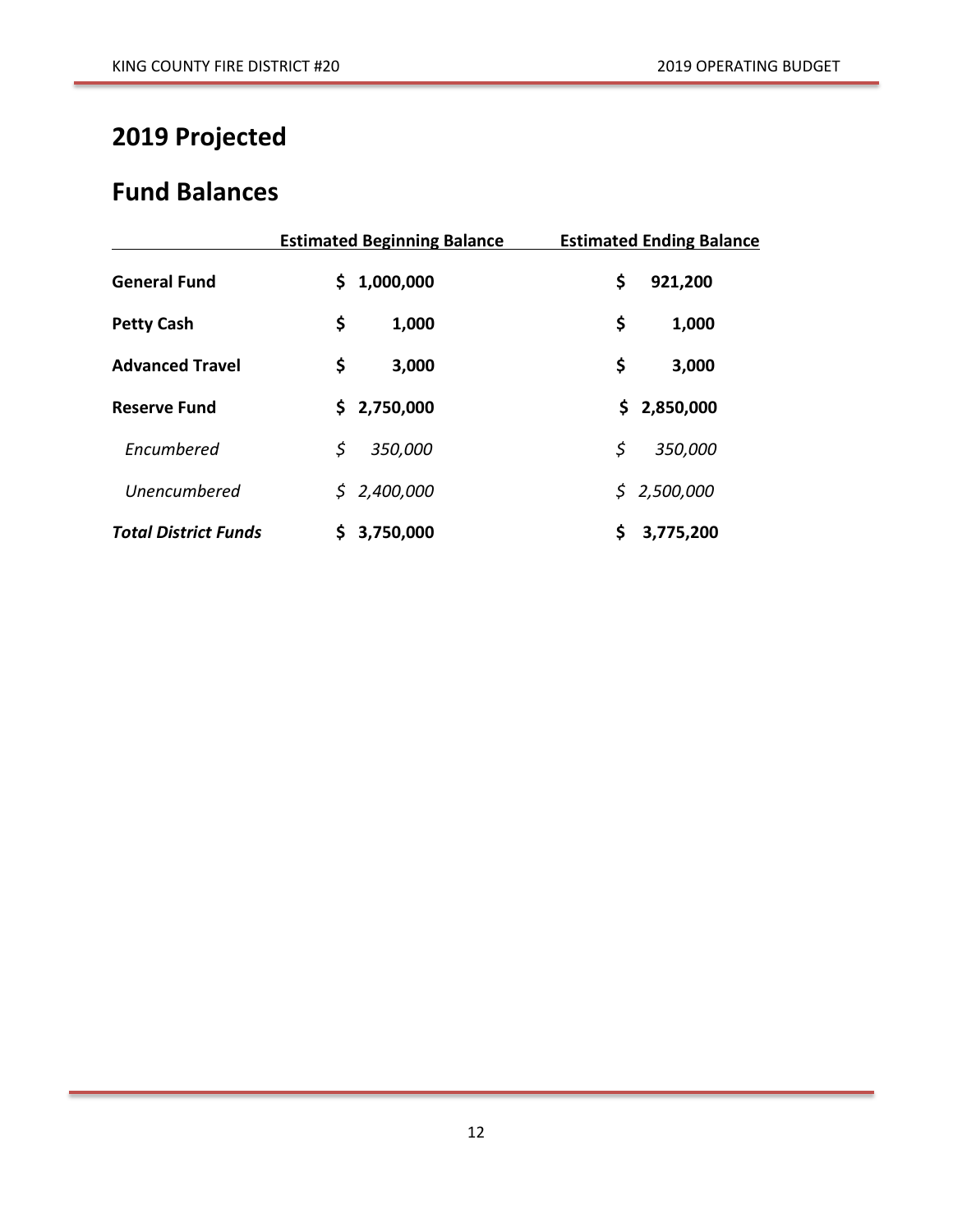# 2019 Projected

# Fund Balances

| | Estimated Beginning Balance | Estimated Ending Balance |
|---|---|---|
| **General Fund** | **$ 1,000,000** | **$ 921,200** |
| **Petty Cash** | **$ 1,000** | **$ 1,000** |
| **Advanced Travel** | **$ 3,000** | **$ 3,000** |
| **Reserve Fund** | **$ 2,750,000** | **$ 2,850,000** |
| *Encumbered* | *$ 350,000* | *$ 350,000* |
| *Unencumbered* | *$ 2,400,000* | *$ 2,500,000* |
| ***Total District Funds*** | **$ 3,750,000** | **$ 3,775,200** |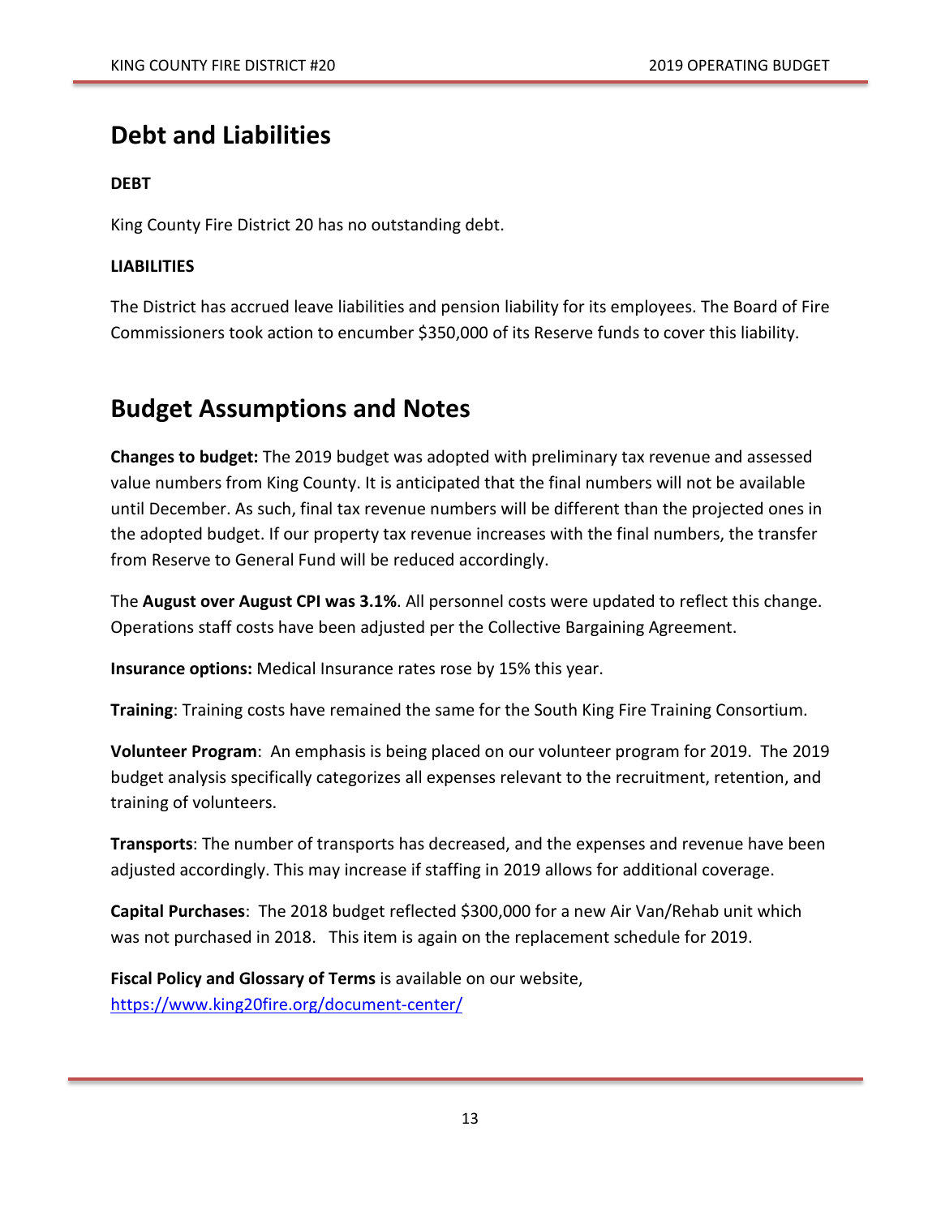## Debt and Liabilities

**DEBT**

King County Fire District 20 has no outstanding debt.

**LIABILITIES**

The District has accrued leave liabilities and pension liability for its employees. The Board of Fire Commissioners took action to encumber $350,000 of its Reserve funds to cover this liability.

## Budget Assumptions and Notes

**Changes to budget:** The 2019 budget was adopted with preliminary tax revenue and assessed value numbers from King County. It is anticipated that the final numbers will not be available until December. As such, final tax revenue numbers will be different than the projected ones in the adopted budget. If our property tax revenue increases with the final numbers, the transfer from Reserve to General Fund will be reduced accordingly.

The **August over August CPI was 3.1%**. All personnel costs were updated to reflect this change. Operations staff costs have been adjusted per the Collective Bargaining Agreement.

**Insurance options:** Medical Insurance rates rose by 15% this year.

**Training**: Training costs have remained the same for the South King Fire Training Consortium.

**Volunteer Program**: An emphasis is being placed on our volunteer program for 2019. The 2019 budget analysis specifically categorizes all expenses relevant to the recruitment, retention, and training of volunteers.

**Transports**: The number of transports has decreased, and the expenses and revenue have been adjusted accordingly. This may increase if staffing in 2019 allows for additional coverage.

**Capital Purchases**: The 2018 budget reflected $300,000 for a new Air Van/Rehab unit which was not purchased in 2018. This item is again on the replacement schedule for 2019.

**Fiscal Policy and Glossary of Terms** is available on our website, https://www.king20fire.org/document-center/